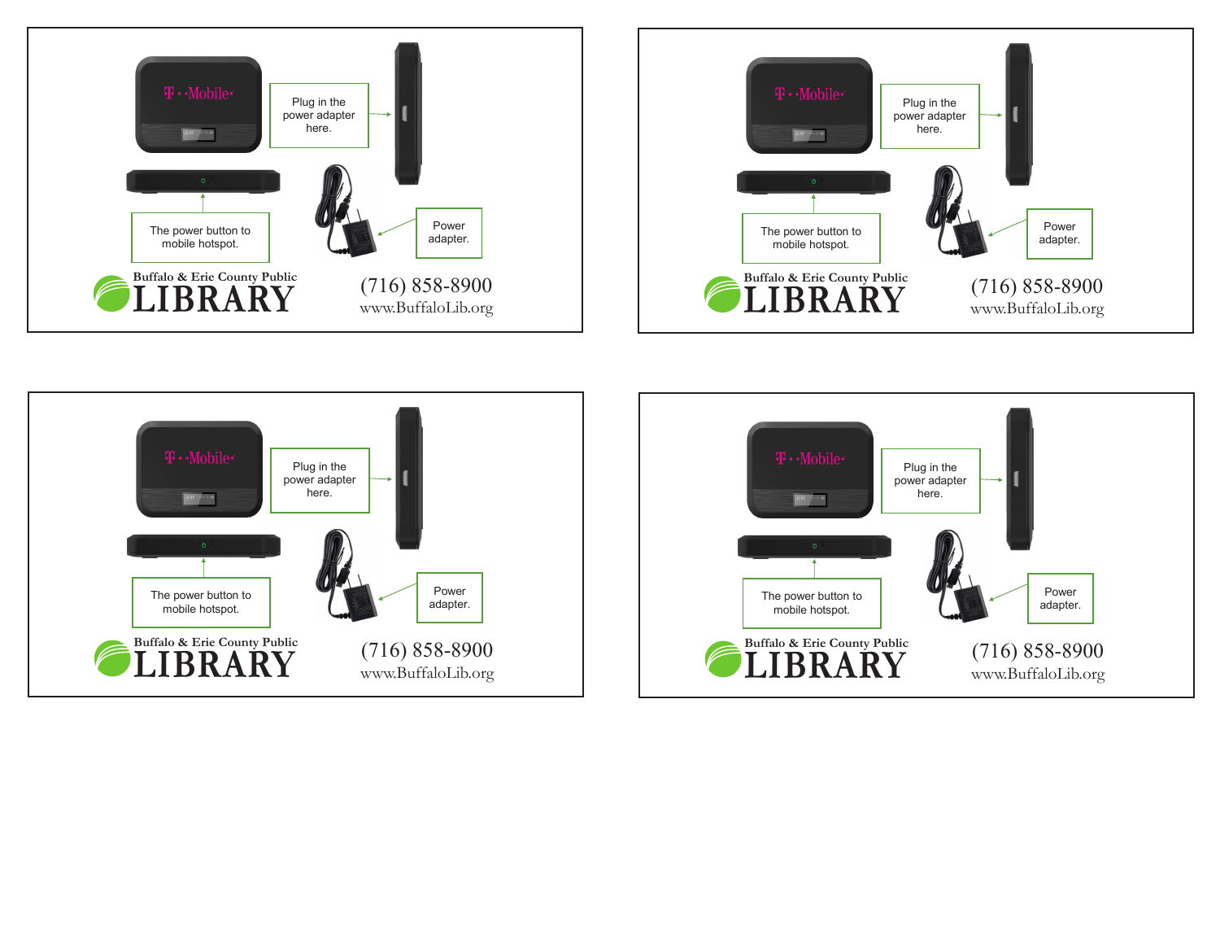Plug in the power adapter here.

The power button to mobile hotspot.

Power adapter.

Buffalo & Erie County Public

LIBRARY

(716) 858-8900

www.BuffaloLib.org

Plug in the power adapter here.

The power button to mobile hotspot.

Power adapter.

Buffalo & Erie County Public

LIBRARY

(716) 858-8900

www.BuffaloLib.org

Plug in the power adapter here.

The power button to mobile hotspot.

Power adapter.

Buffalo & Erie County Public

LIBRARY

(716) 858-8900

www.BuffaloLib.org

Plug in the power adapter here.

The power button to mobile hotspot.

Power adapter.

Buffalo & Erie County Public

LIBRARY

(716) 858-8900

www.BuffaloLib.org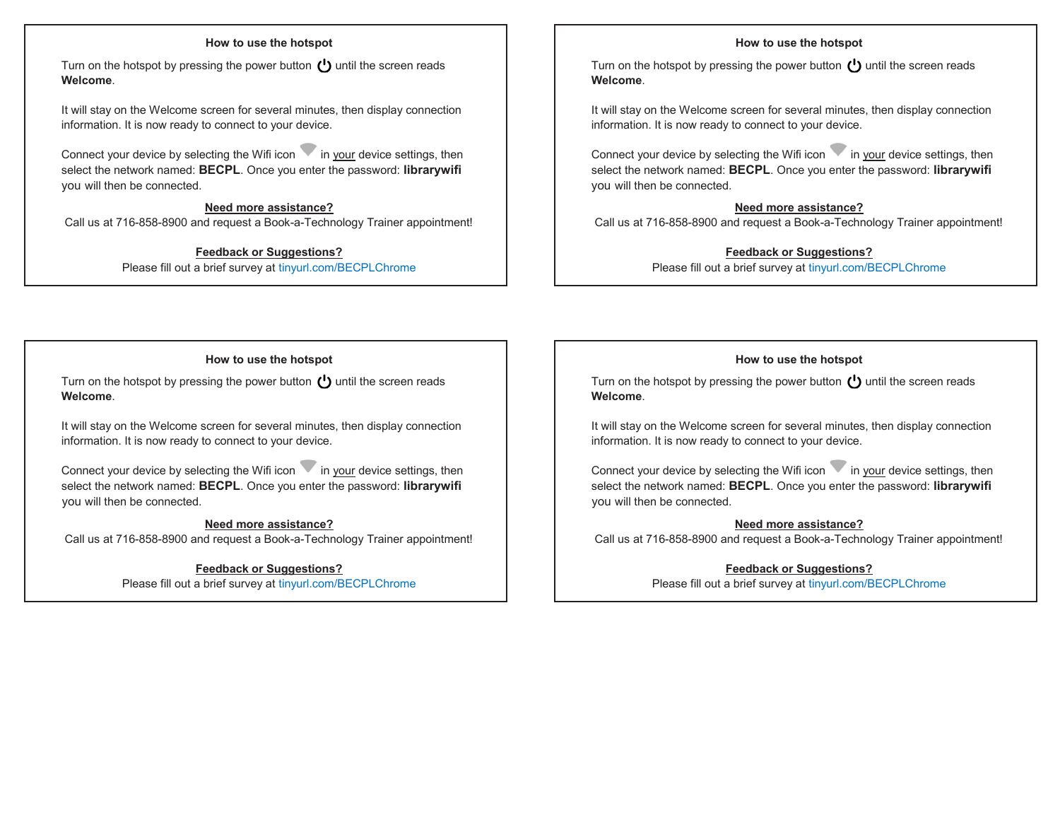**How to use the hotspot**

Turn on the hotspot by pressing the power button until the screen reads **Welcome**.

It will stay on the Welcome screen for several minutes, then display connection information. It is now ready to connect to your device.

Connect your device by selecting the Wifi icon in your device settings, then select the network named: **BECPL**. Once you enter the password: **librarywifi** you will then be connected.

**Need more assistance?**
Call us at 716-858-8900 and request a Book-a-Technology Trainer appointment!

**Feedback or Suggestions?**
Please fill out a brief survey at tinyurl.com/BECPLChrome

---

**How to use the hotspot**

Turn on the hotspot by pressing the power button until the screen reads **Welcome**.

It will stay on the Welcome screen for several minutes, then display connection information. It is now ready to connect to your device.

Connect your device by selecting the Wifi icon in your device settings, then select the network named: **BECPL**. Once you enter the password: **librarywifi** you will then be connected.

**Need more assistance?**
Call us at 716-858-8900 and request a Book-a-Technology Trainer appointment!

**Feedback or Suggestions?**
Please fill out a brief survey at tinyurl.com/BECPLChrome

---

**How to use the hotspot**

Turn on the hotspot by pressing the power button until the screen reads **Welcome**.

It will stay on the Welcome screen for several minutes, then display connection information. It is now ready to connect to your device.

Connect your device by selecting the Wifi icon in your device settings, then select the network named: **BECPL**. Once you enter the password: **librarywifi** you will then be connected.

**Need more assistance?**
Call us at 716-858-8900 and request a Book-a-Technology Trainer appointment!

**Feedback or Suggestions?**
Please fill out a brief survey at tinyurl.com/BECPLChrome

---

**How to use the hotspot**

Turn on the hotspot by pressing the power button until the screen reads **Welcome**.

It will stay on the Welcome screen for several minutes, then display connection information. It is now ready to connect to your device.

Connect your device by selecting the Wifi icon in your device settings, then select the network named: **BECPL**. Once you enter the password: **librarywifi** you will then be connected.

**Need more assistance?**
Call us at 716-858-8900 and request a Book-a-Technology Trainer appointment!

**Feedback or Suggestions?**
Please fill out a brief survey at tinyurl.com/BECPLChrome